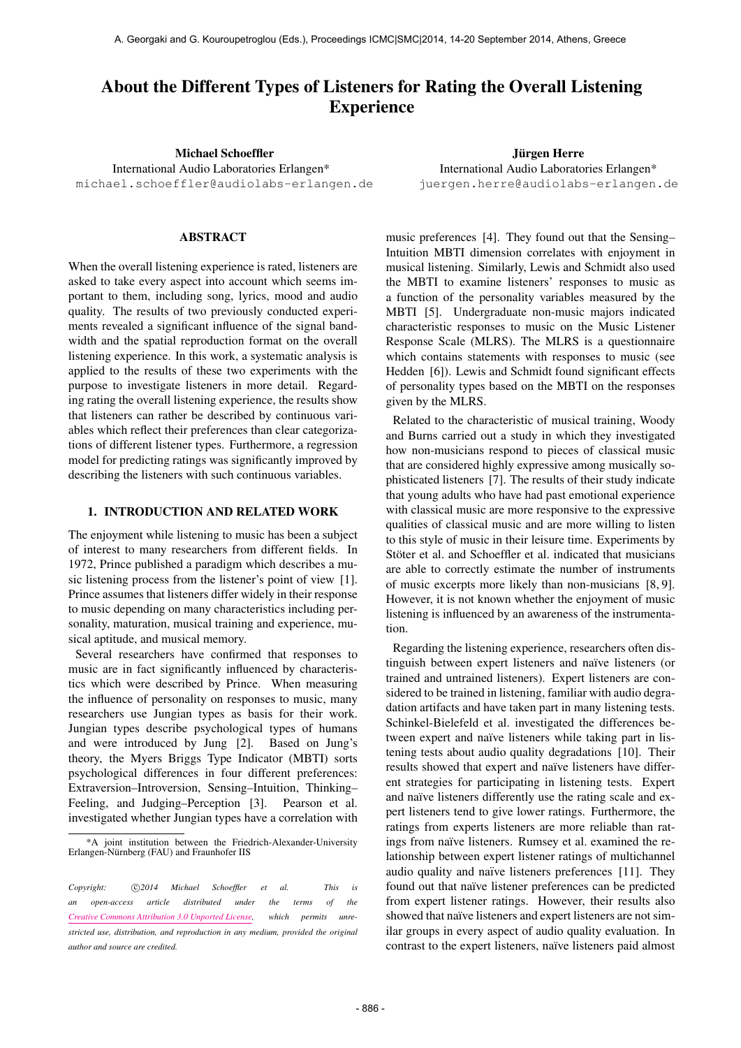# About the Different Types of Listeners for Rating the Overall Listening Experience

**Michael Schoeffler**
International Audio Laboratories Erlangen*
michael.schoeffler@audiolabs-erlangen.de

**Jürgen Herre**
International Audio Laboratories Erlangen*
juergen.herre@audiolabs-erlangen.de

## ABSTRACT

When the overall listening experience is rated, listeners are asked to take every aspect into account which seems important to them, including song, lyrics, mood and audio quality. The results of two previously conducted experiments revealed a significant influence of the signal bandwidth and the spatial reproduction format on the overall listening experience. In this work, a systematic analysis is applied to the results of these two experiments with the purpose to investigate listeners in more detail. Regarding rating the overall listening experience, the results show that listeners can rather be described by continuous variables which reflect their preferences than clear categorizations of different listener types. Furthermore, a regression model for predicting ratings was significantly improved by describing the listeners with such continuous variables.

## 1. INTRODUCTION AND RELATED WORK

The enjoyment while listening to music has been a subject of interest to many researchers from different fields. In 1972, Prince published a paradigm which describes a music listening process from the listener's point of view [1]. Prince assumes that listeners differ widely in their response to music depending on many characteristics including personality, maturation, musical training and experience, musical aptitude, and musical memory.

Several researchers have confirmed that responses to music are in fact significantly influenced by characteristics which were described by Prince. When measuring the influence of personality on responses to music, many researchers use Jungian types as basis for their work. Jungian types describe psychological types of humans and were introduced by Jung [2]. Based on Jung's theory, the Myers Briggs Type Indicator (MBTI) sorts psychological differences in four different preferences: Extraversion–Introversion, Sensing–Intuition, Thinking–Feeling, and Judging–Perception [3]. Pearson et al. investigated whether Jungian types have a correlation with music preferences [4]. They found out that the Sensing–Intuition MBTI dimension correlates with enjoyment in musical listening. Similarly, Lewis and Schmidt also used the MBTI to examine listeners' responses to music as a function of the personality variables measured by the MBTI [5]. Undergraduate non-music majors indicated characteristic responses to music on the Music Listener Response Scale (MLRS). The MLRS is a questionnaire which contains statements with responses to music (see Hedden [6]). Lewis and Schmidt found significant effects of personality types based on the MBTI on the responses given by the MLRS.

Related to the characteristic of musical training, Woody and Burns carried out a study in which they investigated how non-musicians respond to pieces of classical music that are considered highly expressive among musically sophisticated listeners [7]. The results of their study indicate that young adults who have had past emotional experience with classical music are more responsive to the expressive qualities of classical music and are more willing to listen to this style of music in their leisure time. Experiments by Stöter et al. and Schoeffler et al. indicated that musicians are able to correctly estimate the number of instruments of music excerpts more likely than non-musicians [8, 9]. However, it is not known whether the enjoyment of music listening is influenced by an awareness of the instrumentation.

Regarding the listening experience, researchers often distinguish between expert listeners and naïve listeners (or trained and untrained listeners). Expert listeners are considered to be trained in listening, familiar with audio degradation artifacts and have taken part in many listening tests. Schinkel-Bielefeld et al. investigated the differences between expert and naïve listeners while taking part in listening tests about audio quality degradations [10]. Their results showed that expert and naïve listeners have different strategies for participating in listening tests. Expert and naïve listeners differently use the rating scale and expert listeners tend to give lower ratings. Furthermore, the ratings from experts listeners are more reliable than ratings from naïve listeners. Rumsey et al. examined the relationship between expert listener ratings of multichannel audio quality and naïve listeners preferences [11]. They found out that naïve listener preferences can be predicted from expert listener ratings. However, their results also showed that naïve listeners and expert listeners are not similar groups in every aspect of audio quality evaluation. In contrast to the expert listeners, naïve listeners paid almost

*A joint institution between the Friedrich-Alexander-University Erlangen-Nürnberg (FAU) and Fraunhofer IIS

*Copyright: ©2014 Michael Schoeffler et al. This is an open-access article distributed under the terms of the Creative Commons Attribution 3.0 Unported License, which permits unrestricted use, distribution, and reproduction in any medium, provided the original author and source are credited.*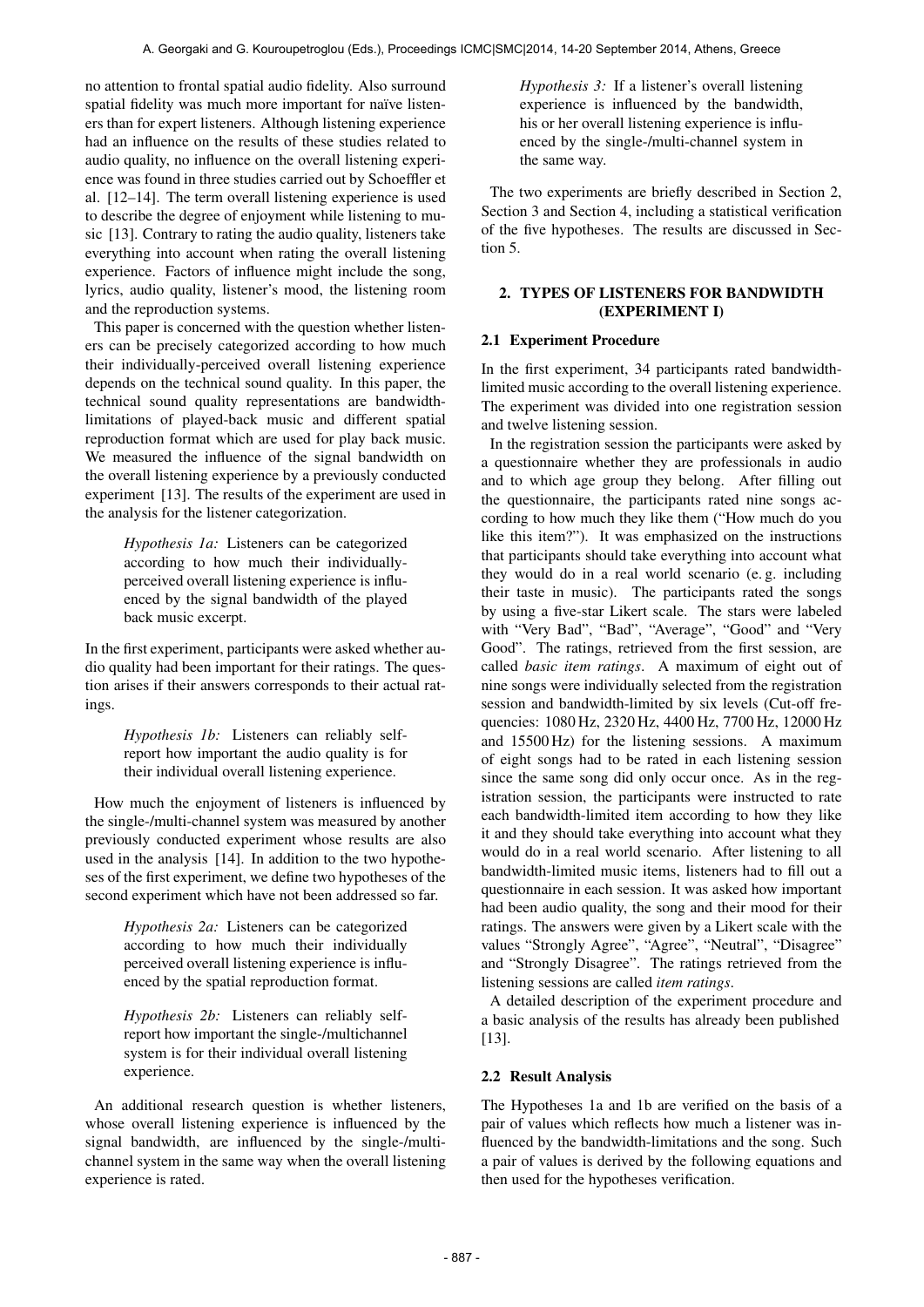no attention to frontal spatial audio fidelity. Also surround spatial fidelity was much more important for naïve listeners than for expert listeners. Although listening experience had an influence on the results of these studies related to audio quality, no influence on the overall listening experience was found in three studies carried out by Schoeffler et al. [12–14]. The term overall listening experience is used to describe the degree of enjoyment while listening to music [13]. Contrary to rating the audio quality, listeners take everything into account when rating the overall listening experience. Factors of influence might include the song, lyrics, audio quality, listener's mood, the listening room and the reproduction systems.

This paper is concerned with the question whether listeners can be precisely categorized according to how much their individually-perceived overall listening experience depends on the technical sound quality. In this paper, the technical sound quality representations are bandwidth-limitations of played-back music and different spatial reproduction format which are used for play back music. We measured the influence of the signal bandwidth on the overall listening experience by a previously conducted experiment [13]. The results of the experiment are used in the analysis for the listener categorization.

> *Hypothesis 1a:* Listeners can be categorized according to how much their individually-perceived overall listening experience is influenced by the signal bandwidth of the played back music excerpt.

In the first experiment, participants were asked whether audio quality had been important for their ratings. The question arises if their answers corresponds to their actual ratings.

> *Hypothesis 1b:* Listeners can reliably self-report how important the audio quality is for their individual overall listening experience.

How much the enjoyment of listeners is influenced by the single-/multi-channel system was measured by another previously conducted experiment whose results are also used in the analysis [14]. In addition to the two hypotheses of the first experiment, we define two hypotheses of the second experiment which have not been addressed so far.

> *Hypothesis 2a:* Listeners can be categorized according to how much their individually perceived overall listening experience is influenced by the spatial reproduction format.

> *Hypothesis 2b:* Listeners can reliably self-report how important the single-/multichannel system is for their individual overall listening experience.

An additional research question is whether listeners, whose overall listening experience is influenced by the signal bandwidth, are influenced by the single-/multi-channel system in the same way when the overall listening experience is rated.

> *Hypothesis 3:* If a listener's overall listening experience is influenced by the bandwidth, his or her overall listening experience is influenced by the single-/multi-channel system in the same way.

The two experiments are briefly described in Section 2, Section 3 and Section 4, including a statistical verification of the five hypotheses. The results are discussed in Section 5.

## 2. TYPES OF LISTENERS FOR BANDWIDTH (EXPERIMENT I)

### 2.1 Experiment Procedure

In the first experiment, 34 participants rated bandwidth-limited music according to the overall listening experience. The experiment was divided into one registration session and twelve listening session.

In the registration session the participants were asked by a questionnaire whether they are professionals in audio and to which age group they belong. After filling out the questionnaire, the participants rated nine songs according to how much they like them ("How much do you like this item?"). It was emphasized on the instructions that participants should take everything into account what they would do in a real world scenario (e. g. including their taste in music). The participants rated the songs by using a five-star Likert scale. The stars were labeled with "Very Bad", "Bad", "Average", "Good" and "Very Good". The ratings, retrieved from the first session, are called *basic item ratings*. A maximum of eight out of nine songs were individually selected from the registration session and bandwidth-limited by six levels (Cut-off frequencies: 1080 Hz, 2320 Hz, 4400 Hz, 7700 Hz, 12000 Hz and 15500 Hz) for the listening sessions. A maximum of eight songs had to be rated in each listening session since the same song did only occur once. As in the registration session, the participants were instructed to rate each bandwidth-limited item according to how they like it and they should take everything into account what they would do in a real world scenario. After listening to all bandwidth-limited music items, listeners had to fill out a questionnaire in each session. It was asked how important had been audio quality, the song and their mood for their ratings. The answers were given by a Likert scale with the values "Strongly Agree", "Agree", "Neutral", "Disagree" and "Strongly Disagree". The ratings retrieved from the listening sessions are called *item ratings*.

A detailed description of the experiment procedure and a basic analysis of the results has already been published [13].

### 2.2 Result Analysis

The Hypotheses 1a and 1b are verified on the basis of a pair of values which reflects how much a listener was influenced by the bandwidth-limitations and the song. Such a pair of values is derived by the following equations and then used for the hypotheses verification.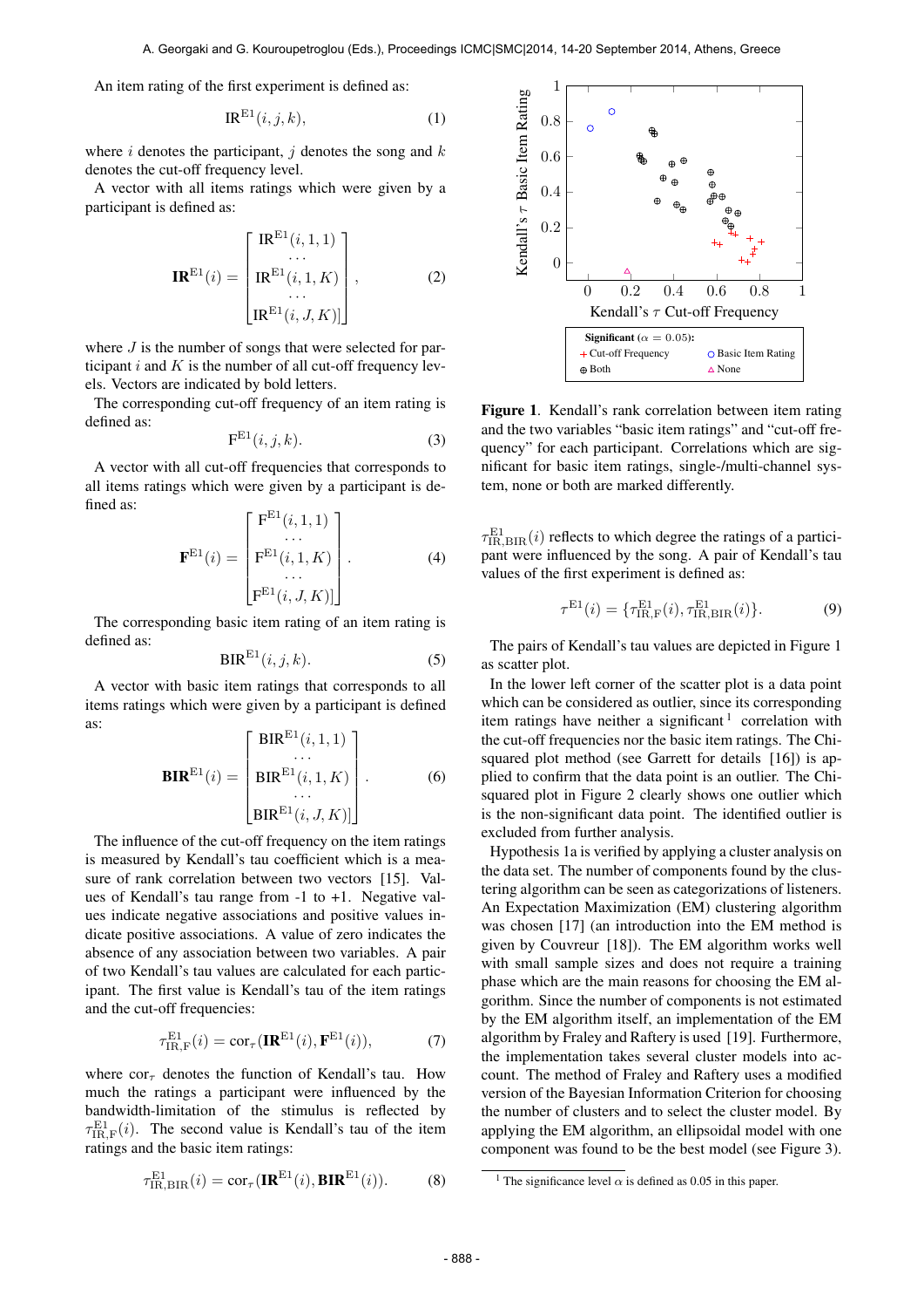An item rating of the first experiment is defined as:

$$\mathrm{IR}^{\mathrm{E1}}(i, j, k), \tag{1}$$

where $i$ denotes the participant, $j$ denotes the song and $k$ denotes the cut-off frequency level.

A vector with all items ratings which were given by a participant is defined as:

$$\mathbf{IR}^{\mathrm{E1}}(i) = \begin{bmatrix} \mathrm{IR}^{\mathrm{E1}}(i, 1, 1) \\ \cdots \\ \mathrm{IR}^{\mathrm{E1}}(i, 1, K) \\ \cdots \\ \mathrm{IR}^{\mathrm{E1}}(i, J, K) \end{bmatrix}, \tag{2}$$

where $J$ is the number of songs that were selected for participant $i$ and $K$ is the number of all cut-off frequency levels. Vectors are indicated by bold letters.

The corresponding cut-off frequency of an item rating is defined as:

$$\mathrm{F}^{\mathrm{E1}}(i, j, k). \tag{3}$$

A vector with all cut-off frequencies that corresponds to all items ratings which were given by a participant is defined as:

$$\mathbf{F}^{\mathrm{E1}}(i) = \begin{bmatrix} \mathrm{F}^{\mathrm{E1}}(i, 1, 1) \\ \cdots \\ \mathrm{F}^{\mathrm{E1}}(i, 1, K) \\ \cdots \\ \mathrm{F}^{\mathrm{E1}}(i, J, K) \end{bmatrix}. \tag{4}$$

The corresponding basic item rating of an item rating is defined as:

$$\mathrm{BIR}^{\mathrm{E1}}(i, j, k). \tag{5}$$

A vector with basic item ratings that corresponds to all items ratings which were given by a participant is defined as:

$$\mathbf{BIR}^{\mathrm{E1}}(i) = \begin{bmatrix} \mathrm{BIR}^{\mathrm{E1}}(i, 1, 1) \\ \cdots \\ \mathrm{BIR}^{\mathrm{E1}}(i, 1, K) \\ \cdots \\ \mathrm{BIR}^{\mathrm{E1}}(i, J, K) \end{bmatrix}. \tag{6}$$

The influence of the cut-off frequency on the item ratings is measured by Kendall's tau coefficient which is a measure of rank correlation between two vectors [15]. Values of Kendall's tau range from -1 to +1. Negative values indicate negative associations and positive values indicate positive associations. A value of zero indicates the absence of any association between two variables. A pair of two Kendall's tau values are calculated for each participant. The first value is Kendall's tau of the item ratings and the cut-off frequencies:

$$\tau^{\mathrm{E1}}_{\mathrm{IR,F}}(i) = \mathrm{cor}_{\tau}(\mathbf{IR}^{\mathrm{E1}}(i), \mathbf{F}^{\mathrm{E1}}(i)), \tag{7}$$

where $\mathrm{cor}_{\tau}$ denotes the function of Kendall's tau. How much the ratings a participant were influenced by the bandwidth-limitation of the stimulus is reflected by $\tau^{\mathrm{E1}}_{\mathrm{IR,F}}(i)$. The second value is Kendall's tau of the item ratings and the basic item ratings:

$$\tau^{\mathrm{E1}}_{\mathrm{IR,BIR}}(i) = \mathrm{cor}_{\tau}(\mathbf{IR}^{\mathrm{E1}}(i), \mathbf{BIR}^{\mathrm{E1}}(i)). \tag{8}$$

**Figure 1**. Kendall's rank correlation between item rating and the two variables "basic item ratings" and "cut-off frequency" for each participant. Correlations which are significant for basic item ratings, single-/multi-channel system, none or both are marked differently.

$\tau^{\mathrm{E1}}_{\mathrm{IR,BIR}}(i)$ reflects to which degree the ratings of a participant were influenced by the song. A pair of Kendall's tau values of the first experiment is defined as:

$$\tau^{\mathrm{E1}}(i) = \{\tau^{\mathrm{E1}}_{\mathrm{IR,F}}(i), \tau^{\mathrm{E1}}_{\mathrm{IR,BIR}}(i)\}. \tag{9}$$

The pairs of Kendall's tau values are depicted in Figure 1 as scatter plot.

In the lower left corner of the scatter plot is a data point which can be considered as outlier, since its corresponding item ratings have neither a significant [1] correlation with the cut-off frequencies nor the basic item ratings. The Chi-squared plot method (see Garrett for details [16]) is applied to confirm that the data point is an outlier. The Chi-squared plot in Figure 2 clearly shows one outlier which is the non-significant data point. The identified outlier is excluded from further analysis.

Hypothesis 1a is verified by applying a cluster analysis on the data set. The number of components found by the clustering algorithm can be seen as categorizations of listeners. An Expectation Maximization (EM) clustering algorithm was chosen [17] (an introduction into the EM method is given by Couvreur [18]). The EM algorithm works well with small sample sizes and does not require a training phase which are the main reasons for choosing the EM algorithm. Since the number of components is not estimated by the EM algorithm itself, an implementation of the EM algorithm by Fraley and Raftery is used [19]. Furthermore, the implementation takes several cluster models into account. The method of Fraley and Raftery uses a modified version of the Bayesian Information Criterion for choosing the number of clusters and to select the cluster model. By applying the EM algorithm, an ellipsoidal model with one component was found to be the best model (see Figure 3).

[1] The significance level $\alpha$ is defined as 0.05 in this paper.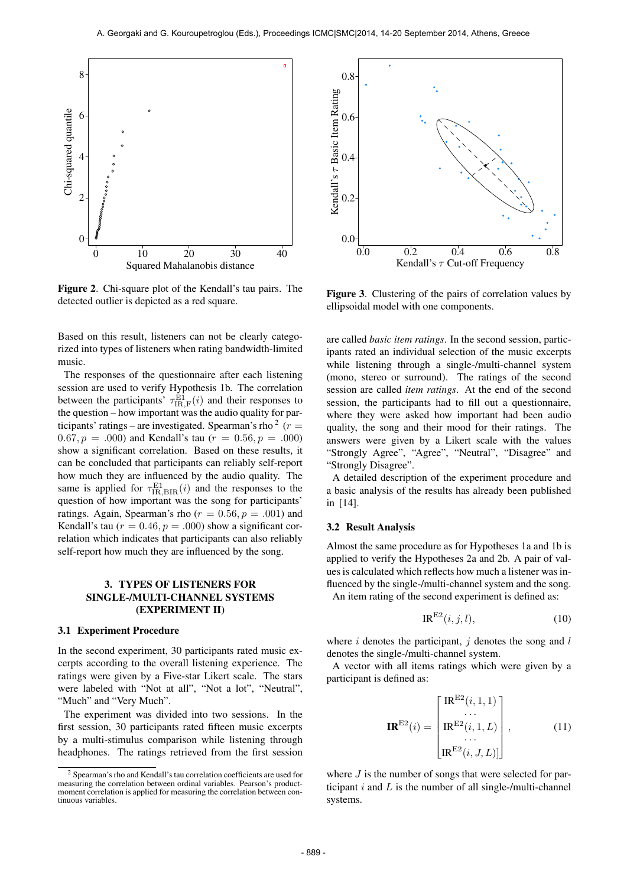Figure 2. Chi-square plot of the Kendall's tau pairs. The detected outlier is depicted as a red square.

Figure 3. Clustering of the pairs of correlation values by ellipsoidal model with one components.

Based on this result, listeners can not be clearly categorized into types of listeners when rating bandwidth-limited music.

The responses of the questionnaire after each listening session are used to verify Hypothesis 1b. The correlation between the participants' $\tau_{\mathrm{IR,F}}^{\mathrm{E1}}(i)$ and their responses to the question – how important was the audio quality for participants' ratings – are investigated. Spearman's rho [2] ($r = 0.67, p = .000$) and Kendall's tau ($r = 0.56, p = .000$) show a significant correlation. Based on these results, it can be concluded that participants can reliably self-report how much they are influenced by the audio quality. The same is applied for $\tau_{\mathrm{IR,BIR}}^{\mathrm{E1}}(i)$ and the responses to the question of how important was the song for participants' ratings. Again, Spearman's rho ($r = 0.56, p = .001$) and Kendall's tau ($r = 0.46, p = .000$) show a significant correlation which indicates that participants can also reliably self-report how much they are influenced by the song.

## 3. TYPES OF LISTENERS FOR SINGLE-/MULTI-CHANNEL SYSTEMS (EXPERIMENT II)

### 3.1 Experiment Procedure

In the second experiment, 30 participants rated music excerpts according to the overall listening experience. The ratings were given by a Five-star Likert scale. The stars were labeled with "Not at all", "Not a lot", "Neutral", "Much" and "Very Much".

The experiment was divided into two sessions. In the first session, 30 participants rated fifteen music excerpts by a multi-stimulus comparison while listening through headphones. The ratings retrieved from the first session are called *basic item ratings*. In the second session, participants rated an individual selection of the music excerpts while listening through a single-/multi-channel system (mono, stereo or surround). The ratings of the second session are called *item ratings*. At the end of the second session, the participants had to fill out a questionnaire, where they were asked how important had been audio quality, the song and their mood for their ratings. The answers were given by a Likert scale with the values "Strongly Agree", "Agree", "Neutral", "Disagree" and "Strongly Disagree".

A detailed description of the experiment procedure and a basic analysis of the results has already been published in [14].

### 3.2 Result Analysis

Almost the same procedure as for Hypotheses 1a and 1b is applied to verify the Hypotheses 2a and 2b. A pair of values is calculated which reflects how much a listener was influenced by the single-/multi-channel system and the song.

An item rating of the second experiment is defined as:

$$\mathrm{IR}^{\mathrm{E2}}(i, j, l), \tag{10}$$

where $i$ denotes the participant, $j$ denotes the song and $l$ denotes the single-/multi-channel system.

A vector with all items ratings which were given by a participant is defined as:

$$\mathbf{IR}^{\mathrm{E2}}(i) = \begin{bmatrix} \mathrm{IR}^{\mathrm{E2}}(i, 1, 1) \\ \cdots \\ \mathrm{IR}^{\mathrm{E2}}(i, 1, L) \\ \cdots \\ \mathrm{IR}^{\mathrm{E2}}(i, J, L) \end{bmatrix}, \tag{11}$$

where $J$ is the number of songs that were selected for participant $i$ and $L$ is the number of all single-/multi-channel systems.

[2] Spearman's rho and Kendall's tau correlation coefficients are used for measuring the correlation between ordinal variables. Pearson's product-moment correlation is applied for measuring the correlation between continuous variables.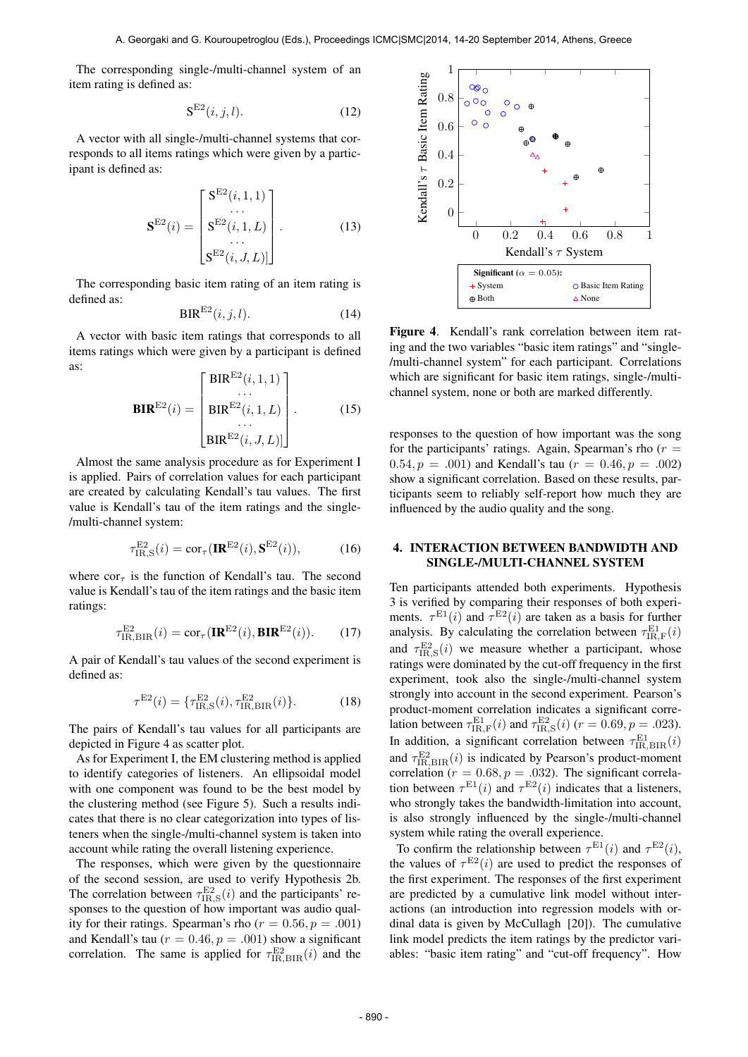The corresponding single-/multi-channel system of an item rating is defined as:

$$\mathrm{S}^{\mathrm{E2}}(i, j, l). \tag{12}$$

A vector with all single-/multi-channel systems that corresponds to all items ratings which were given by a participant is defined as:

$$\mathbf{S}^{\mathrm{E2}}(i) = \begin{bmatrix} \mathrm{S}^{\mathrm{E2}}(i, 1, 1) \\ \cdots \\ \mathrm{S}^{\mathrm{E2}}(i, 1, L) \\ \cdots \\ \mathrm{S}^{\mathrm{E2}}(i, J, L)] \end{bmatrix}. \tag{13}$$

The corresponding basic item rating of an item rating is defined as:

$$\mathrm{BIR}^{\mathrm{E2}}(i, j, l). \tag{14}$$

A vector with basic item ratings that corresponds to all items ratings which were given by a participant is defined as:

$$\mathbf{BIR}^{\mathrm{E2}}(i) = \begin{bmatrix} \mathrm{BIR}^{\mathrm{E2}}(i, 1, 1) \\ \cdots \\ \mathrm{BIR}^{\mathrm{E2}}(i, 1, L) \\ \cdots \\ \mathrm{BIR}^{\mathrm{E2}}(i, J, L)] \end{bmatrix}. \tag{15}$$

Almost the same analysis procedure as for Experiment I is applied. Pairs of correlation values for each participant are created by calculating Kendall's tau values. The first value is Kendall's tau of the item ratings and the single-/multi-channel system:

$$\tau^{\mathrm{E2}}_{\mathrm{IR,S}}(i) = \mathrm{cor}_{\tau}(\mathbf{IR}^{\mathrm{E2}}(i), \mathbf{S}^{\mathrm{E2}}(i)), \tag{16}$$

where $\mathrm{cor}_{\tau}$ is the function of Kendall's tau. The second value is Kendall's tau of the item ratings and the basic item ratings:

$$\tau^{\mathrm{E2}}_{\mathrm{IR,BIR}}(i) = \mathrm{cor}_{\tau}(\mathbf{IR}^{\mathrm{E2}}(i), \mathbf{BIR}^{\mathrm{E2}}(i)). \tag{17}$$

A pair of Kendall's tau values of the second experiment is defined as:

$$\tau^{\mathrm{E2}}(i) = \{\tau^{\mathrm{E2}}_{\mathrm{IR,S}}(i), \tau^{\mathrm{E2}}_{\mathrm{IR,BIR}}(i)\}. \tag{18}$$

The pairs of Kendall's tau values for all participants are depicted in Figure 4 as scatter plot.

As for Experiment I, the EM clustering method is applied to identify categories of listeners. An ellipsoidal model with one component was found to be the best model by the clustering method (see Figure 5). Such a results indicates that there is no clear categorization into types of listeners when the single-/multi-channel system is taken into account while rating the overall listening experience.

The responses, which were given by the questionnaire of the second session, are used to verify Hypothesis 2b. The correlation between $\tau^{\mathrm{E2}}_{\mathrm{IR,S}}(i)$ and the participants' responses to the question of how important was audio quality for their ratings. Spearman's rho ($r = 0.56, p = .001$) and Kendall's tau ($r = 0.46, p = .001$) show a significant correlation. The same is applied for $\tau^{\mathrm{E2}}_{\mathrm{IR,BIR}}(i)$ and the responses to the question of how important was the song for the participants' ratings. Again, Spearman's rho ($r = 0.54, p = .001$) and Kendall's tau ($r = 0.46, p = .002$) show a significant correlation. Based on these results, participants seem to reliably self-report how much they are influenced by the audio quality and the song.

Figure 4. Kendall's rank correlation between item rating and the two variables "basic item ratings" and "single-/multi-channel system" for each participant. Correlations which are significant for basic item ratings, single-/multi-channel system, none or both are marked differently.

## 4. INTERACTION BETWEEN BANDWIDTH AND SINGLE-/MULTI-CHANNEL SYSTEM

Ten participants attended both experiments. Hypothesis 3 is verified by comparing their responses of both experiments. $\tau^{\mathrm{E1}}(i)$ and $\tau^{\mathrm{E2}}(i)$ are taken as a basis for further analysis. By calculating the correlation between $\tau^{\mathrm{E1}}_{\mathrm{IR,F}}(i)$ and $\tau^{\mathrm{E2}}_{\mathrm{IR,S}}(i)$ we measure whether a participant, whose ratings were dominated by the cut-off frequency in the first experiment, took also the single-/multi-channel system strongly into account in the second experiment. Pearson's product-moment correlation indicates a significant correlation between $\tau^{\mathrm{E1}}_{\mathrm{IR,F}}(i)$ and $\tau^{\mathrm{E2}}_{\mathrm{IR,S}}(i)$ ($r = 0.69, p = .023$). In addition, a significant correlation between $\tau^{\mathrm{E1}}_{\mathrm{IR,BIR}}(i)$ and $\tau^{\mathrm{E2}}_{\mathrm{IR,BIR}}(i)$ is indicated by Pearson's product-moment correlation ($r = 0.68, p = .032$). The significant correlation between $\tau^{\mathrm{E1}}(i)$ and $\tau^{\mathrm{E2}}(i)$ indicates that a listeners, who strongly takes the bandwidth-limitation into account, is also strongly influenced by the single-/multi-channel system while rating the overall listening experience.

To confirm the relationship between $\tau^{\mathrm{E1}}(i)$ and $\tau^{\mathrm{E2}}(i)$, the values of $\tau^{\mathrm{E2}}(i)$ are used to predict the responses of the first experiment. The responses of the first experiment are predicted by a cumulative link model without interactions (an introduction into regression models with ordinal data is given by McCullagh [20]). The cumulative link model predicts the item ratings by the predictor variables: "basic item rating" and "cut-off frequency". How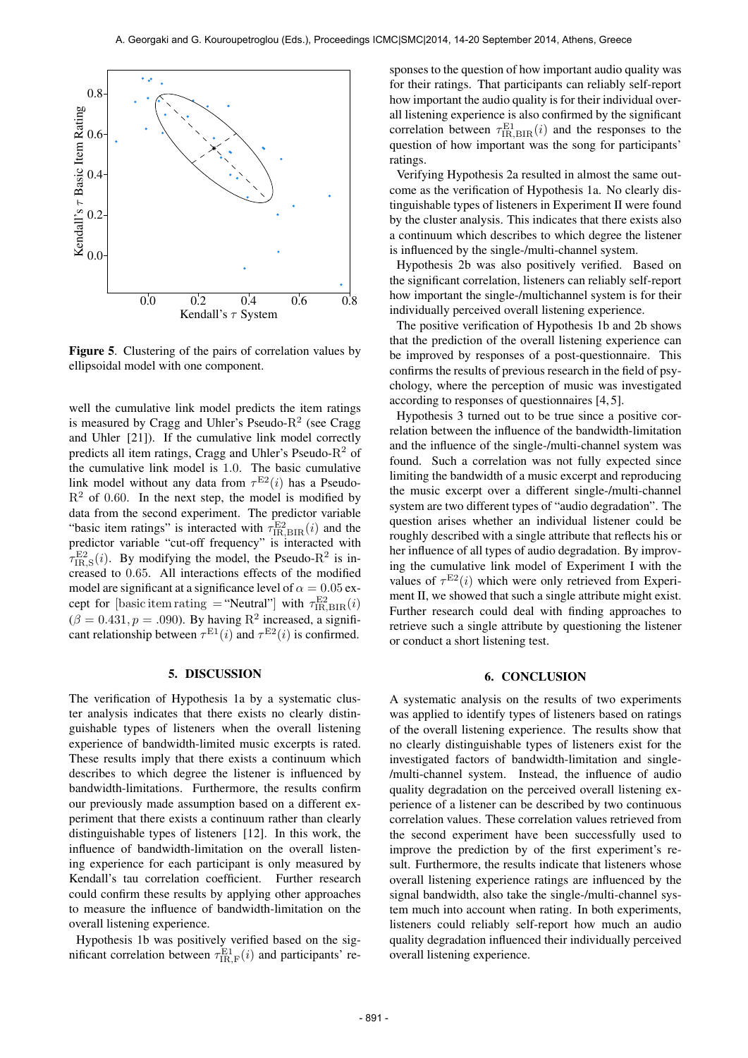**Figure 5**. Clustering of the pairs of correlation values by ellipsoidal model with one component.

well the cumulative link model predicts the item ratings is measured by Cragg and Uhler's Pseudo-$R^2$ (see Cragg and Uhler [21]). If the cumulative link model correctly predicts all item ratings, Cragg and Uhler's Pseudo-$R^2$ of the cumulative link model is 1.0. The basic cumulative link model without any data from $\tau^{E2}(i)$ has a Pseudo-$R^2$ of 0.60. In the next step, the model is modified by data from the second experiment. The predictor variable "basic item ratings" is interacted with $\tau^{E2}_{IR,BIR}(i)$ and the predictor variable "cut-off frequency" is interacted with $\tau^{E2}_{IR,S}(i)$. By modifying the model, the Pseudo-$R^2$ is increased to 0.65. All interactions effects of the modified model are significant at a significance level of $\alpha = 0.05$ except for $[\text{basic item rating} = \text{"Neutral"}]$ with $\tau^{E2}_{IR,BIR}(i)$ ($\beta = 0.431, p = .090$). By having $R^2$ increased, a significant relationship between $\tau^{E1}(i)$ and $\tau^{E2}(i)$ is confirmed.

## 5. DISCUSSION

The verification of Hypothesis 1a by a systematic cluster analysis indicates that there exists no clearly distinguishable types of listeners when the overall listening experience of bandwidth-limited music excerpts is rated. These results imply that there exists a continuum which describes to which degree the listener is influenced by bandwidth-limitations. Furthermore, the results confirm our previously made assumption based on a different experiment that there exists a continuum rather than clearly distinguishable types of listeners [12]. In this work, the influence of bandwidth-limitation on the overall listening experience for each participant is only measured by Kendall's tau correlation coefficient. Further research could confirm these results by applying other approaches to measure the influence of bandwidth-limitation on the overall listening experience.

Hypothesis 1b was positively verified based on the significant correlation between $\tau^{E1}_{IR,F}(i)$ and participants' responses to the question of how important audio quality was for their ratings. That participants can reliably self-report how important the audio quality is for their individual overall listening experience is also confirmed by the significant correlation between $\tau^{E1}_{IR,BIR}(i)$ and the responses to the question of how important was the song for participants' ratings.

Verifying Hypothesis 2a resulted in almost the same outcome as the verification of Hypothesis 1a. No clearly distinguishable types of listeners in Experiment II were found by the cluster analysis. This indicates that there exists also a continuum which describes to which degree the listener is influenced by the single-/multi-channel system.

Hypothesis 2b was also positively verified. Based on the significant correlation, listeners can reliably self-report how important the single-/multichannel system is for their individually perceived overall listening experience.

The positive verification of Hypothesis 1b and 2b shows that the prediction of the overall listening experience can be improved by responses of a post-questionnaire. This confirms the results of previous research in the field of psychology, where the perception of music was investigated according to responses of questionnaires [4, 5].

Hypothesis 3 turned out to be true since a positive correlation between the influence of the bandwidth-limitation and the influence of the single-/multi-channel system was found. Such a correlation was not fully expected since limiting the bandwidth of a music excerpt and reproducing the music excerpt over a different single-/multi-channel system are two different types of "audio degradation". The question arises whether an individual listener could be roughly described with a single attribute that reflects his or her influence of all types of audio degradation. By improving the cumulative link model of Experiment I with the values of $\tau^{E2}(i)$ which were only retrieved from Experiment II, we showed that such a single attribute might exist. Further research could deal with finding approaches to retrieve such a single attribute by questioning the listener or conduct a short listening test.

## 6. CONCLUSION

A systematic analysis on the results of two experiments was applied to identify types of listeners based on ratings of the overall listening experience. The results show that no clearly distinguishable types of listeners exist for the investigated factors of bandwidth-limitation and single-/multi-channel system. Instead, the influence of audio quality degradation on the perceived overall listening experience of a listener can be described by two continuous correlation values. These correlation values retrieved from the second experiment have been successfully used to improve the prediction by of the first experiment's result. Furthermore, the results indicate that listeners whose overall listening experience ratings are influenced by the signal bandwidth, also take the single-/multi-channel system much into account when rating. In both experiments, listeners could reliably self-report how much an audio quality degradation influenced their individually perceived overall listening experience.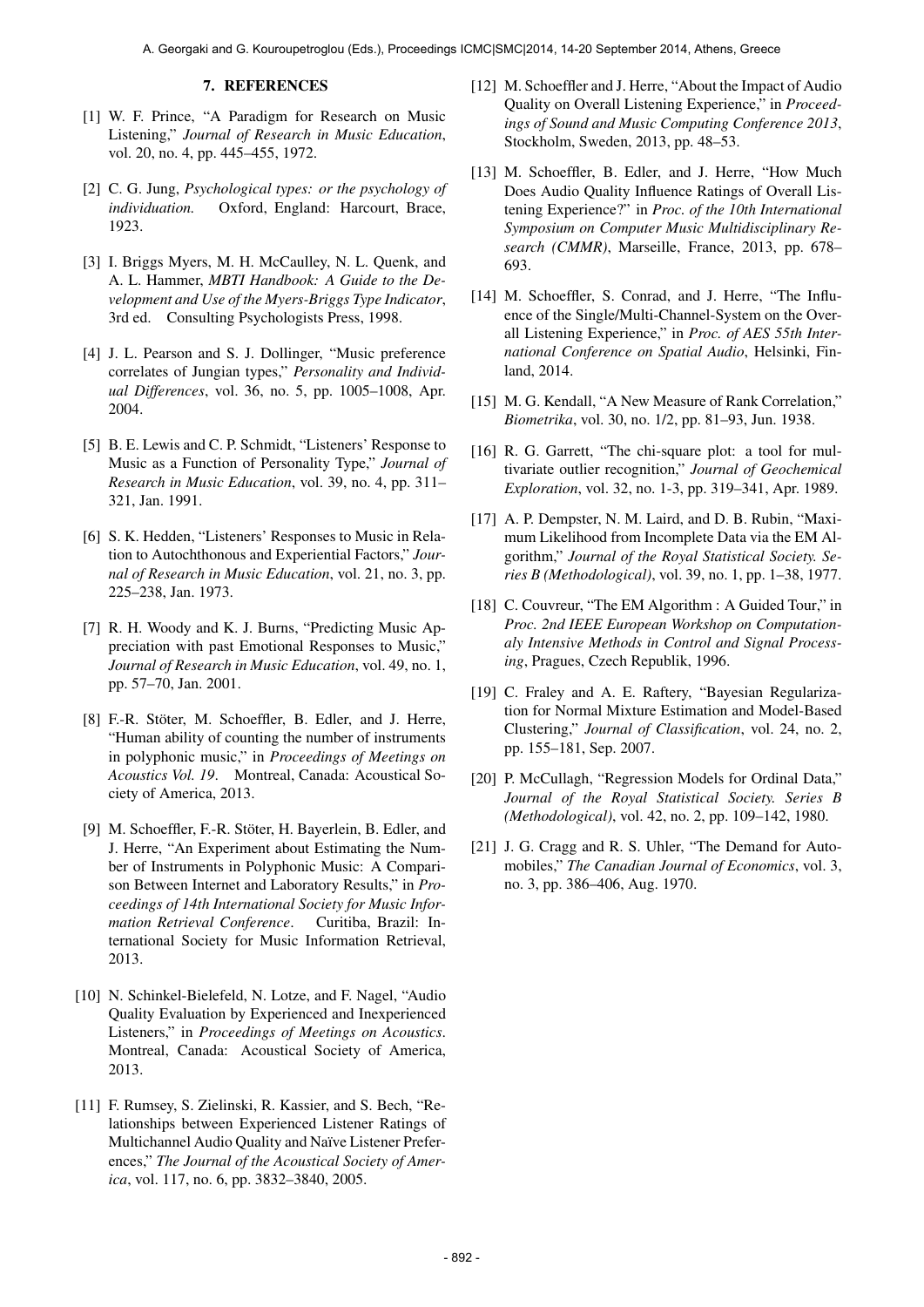## 7. REFERENCES

[1] W. F. Prince, "A Paradigm for Research on Music Listening," *Journal of Research in Music Education*, vol. 20, no. 4, pp. 445–455, 1972.

[2] C. G. Jung, *Psychological types: or the psychology of individuation.* Oxford, England: Harcourt, Brace, 1923.

[3] I. Briggs Myers, M. H. McCaulley, N. L. Quenk, and A. L. Hammer, *MBTI Handbook: A Guide to the Development and Use of the Myers-Briggs Type Indicator*, 3rd ed. Consulting Psychologists Press, 1998.

[4] J. L. Pearson and S. J. Dollinger, "Music preference correlates of Jungian types," *Personality and Individual Differences*, vol. 36, no. 5, pp. 1005–1008, Apr. 2004.

[5] B. E. Lewis and C. P. Schmidt, "Listeners' Response to Music as a Function of Personality Type," *Journal of Research in Music Education*, vol. 39, no. 4, pp. 311–321, Jan. 1991.

[6] S. K. Hedden, "Listeners' Responses to Music in Relation to Autochthonous and Experiential Factors," *Journal of Research in Music Education*, vol. 21, no. 3, pp. 225–238, Jan. 1973.

[7] R. H. Woody and K. J. Burns, "Predicting Music Appreciation with past Emotional Responses to Music," *Journal of Research in Music Education*, vol. 49, no. 1, pp. 57–70, Jan. 2001.

[8] F.-R. Stöter, M. Schoeffler, B. Edler, and J. Herre, "Human ability of counting the number of instruments in polyphonic music," in *Proceedings of Meetings on Acoustics Vol. 19*. Montreal, Canada: Acoustical Society of America, 2013.

[9] M. Schoeffler, F.-R. Stöter, H. Bayerlein, B. Edler, and J. Herre, "An Experiment about Estimating the Number of Instruments in Polyphonic Music: A Comparison Between Internet and Laboratory Results," in *Proceedings of 14th International Society for Music Information Retrieval Conference*. Curitiba, Brazil: International Society for Music Information Retrieval, 2013.

[10] N. Schinkel-Bielefeld, N. Lotze, and F. Nagel, "Audio Quality Evaluation by Experienced and Inexperienced Listeners," in *Proceedings of Meetings on Acoustics*. Montreal, Canada: Acoustical Society of America, 2013.

[11] F. Rumsey, S. Zielinski, R. Kassier, and S. Bech, "Relationships between Experienced Listener Ratings of Multichannel Audio Quality and Naïve Listener Preferences," *The Journal of the Acoustical Society of America*, vol. 117, no. 6, pp. 3832–3840, 2005.

[12] M. Schoeffler and J. Herre, "About the Impact of Audio Quality on Overall Listening Experience," in *Proceedings of Sound and Music Computing Conference 2013*, Stockholm, Sweden, 2013, pp. 48–53.

[13] M. Schoeffler, B. Edler, and J. Herre, "How Much Does Audio Quality Influence Ratings of Overall Listening Experience?" in *Proc. of the 10th International Symposium on Computer Music Multidisciplinary Research (CMMR)*, Marseille, France, 2013, pp. 678–693.

[14] M. Schoeffler, S. Conrad, and J. Herre, "The Influence of the Single/Multi-Channel-System on the Overall Listening Experience," in *Proc. of AES 55th International Conference on Spatial Audio*, Helsinki, Finland, 2014.

[15] M. G. Kendall, "A New Measure of Rank Correlation," *Biometrika*, vol. 30, no. 1/2, pp. 81–93, Jun. 1938.

[16] R. G. Garrett, "The chi-square plot: a tool for multivariate outlier recognition," *Journal of Geochemical Exploration*, vol. 32, no. 1-3, pp. 319–341, Apr. 1989.

[17] A. P. Dempster, N. M. Laird, and D. B. Rubin, "Maximum Likelihood from Incomplete Data via the EM Algorithm," *Journal of the Royal Statistical Society. Series B (Methodological)*, vol. 39, no. 1, pp. 1–38, 1977.

[18] C. Couvreur, "The EM Algorithm : A Guided Tour," in *Proc. 2nd IEEE European Workshop on Computationaly Intensive Methods in Control and Signal Processing*, Pragues, Czech Republik, 1996.

[19] C. Fraley and A. E. Raftery, "Bayesian Regularization for Normal Mixture Estimation and Model-Based Clustering," *Journal of Classification*, vol. 24, no. 2, pp. 155–181, Sep. 2007.

[20] P. McCullagh, "Regression Models for Ordinal Data," *Journal of the Royal Statistical Society. Series B (Methodological)*, vol. 42, no. 2, pp. 109–142, 1980.

[21] J. G. Cragg and R. S. Uhler, "The Demand for Automobiles," *The Canadian Journal of Economics*, vol. 3, no. 3, pp. 386–406, Aug. 1970.